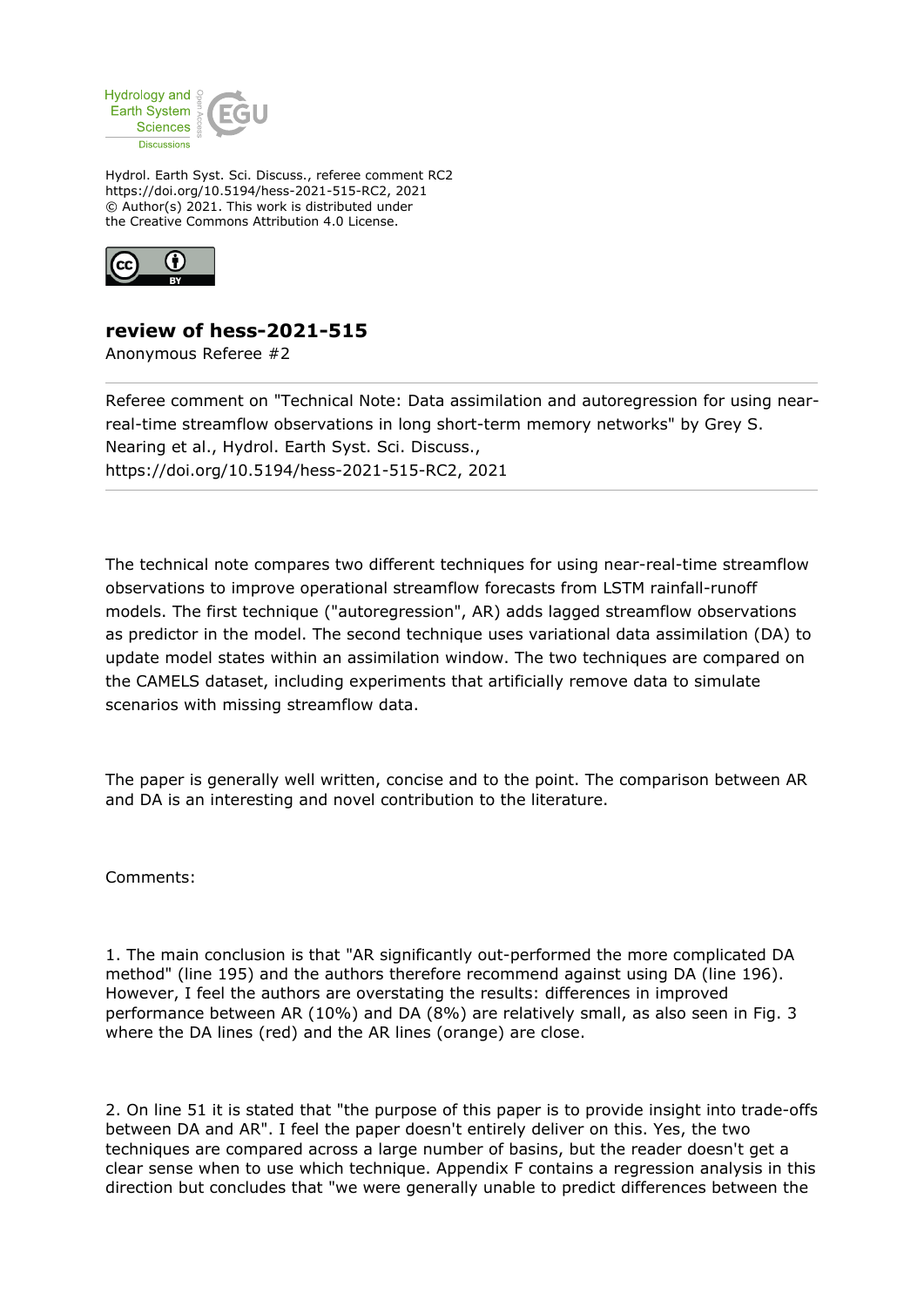Hydrol. Earth Syst. Sci. Discuss., referee comment RC2
https://doi.org/10.5194/hess-2021-515-RC2, 2021
© Author(s) 2021. This work is distributed under
the Creative Commons Attribution 4.0 License.

## review of hess-2021-515

Anonymous Referee #2

---

Referee comment on "Technical Note: Data assimilation and autoregression for using near-real-time streamflow observations in long short-term memory networks" by Grey S. Nearing et al., Hydrol. Earth Syst. Sci. Discuss., https://doi.org/10.5194/hess-2021-515-RC2, 2021

---

The technical note compares two different techniques for using near-real-time streamflow observations to improve operational streamflow forecasts from LSTM rainfall-runoff models. The first technique ("autoregression", AR) adds lagged streamflow observations as predictor in the model. The second technique uses variational data assimilation (DA) to update model states within an assimilation window. The two techniques are compared on the CAMELS dataset, including experiments that artificially remove data to simulate scenarios with missing streamflow data.

The paper is generally well written, concise and to the point. The comparison between AR and DA is an interesting and novel contribution to the literature.

Comments:

1. The main conclusion is that "AR significantly out-performed the more complicated DA method" (line 195) and the authors therefore recommend against using DA (line 196). However, I feel the authors are overstating the results: differences in improved performance between AR (10%) and DA (8%) are relatively small, as also seen in Fig. 3 where the DA lines (red) and the AR lines (orange) are close.

2. On line 51 it is stated that "the purpose of this paper is to provide insight into trade-offs between DA and AR". I feel the paper doesn't entirely deliver on this. Yes, the two techniques are compared across a large number of basins, but the reader doesn't get a clear sense when to use which technique. Appendix F contains a regression analysis in this direction but concludes that "we were generally unable to predict differences between the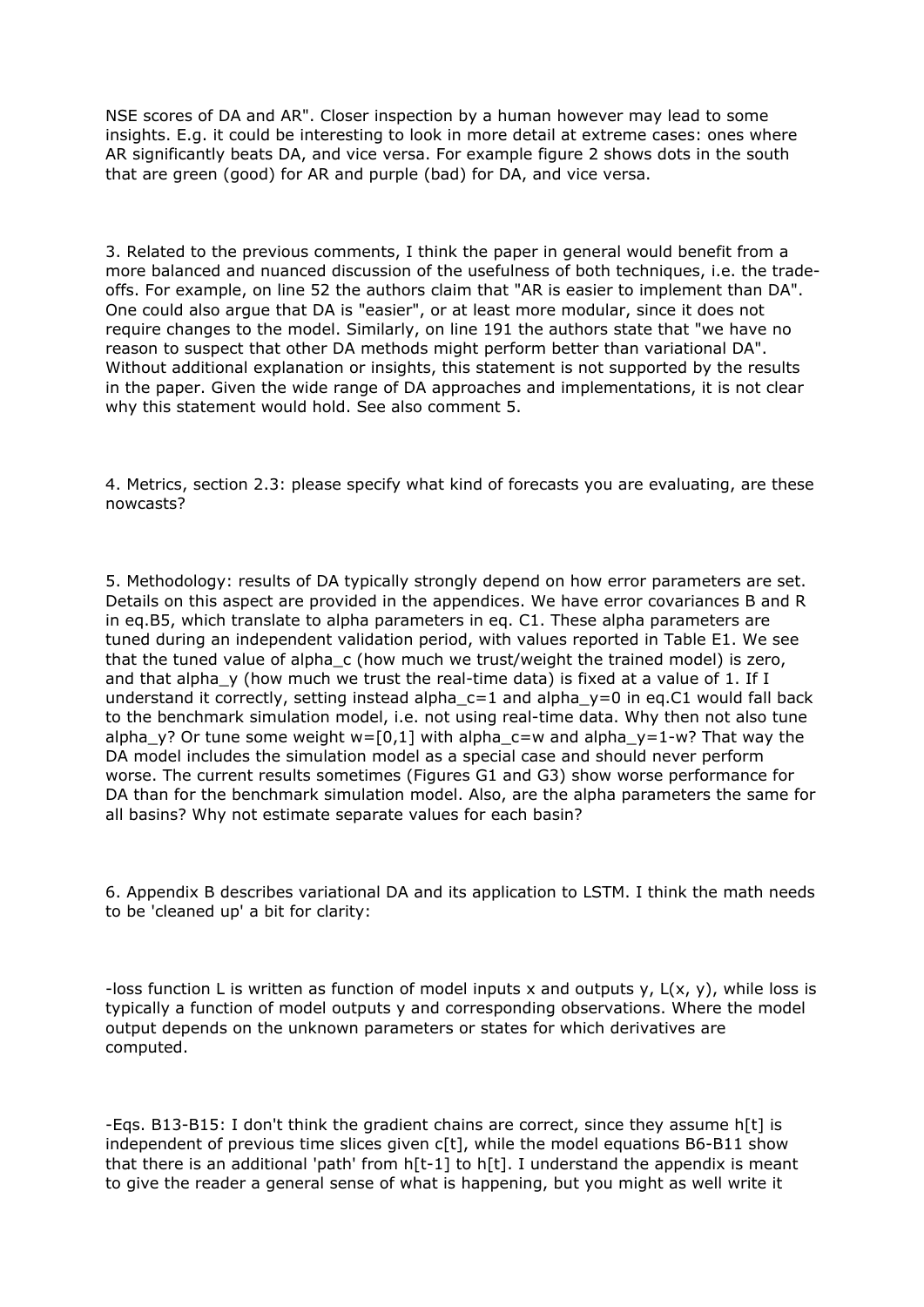NSE scores of DA and AR". Closer inspection by a human however may lead to some insights. E.g. it could be interesting to look in more detail at extreme cases: ones where AR significantly beats DA, and vice versa. For example figure 2 shows dots in the south that are green (good) for AR and purple (bad) for DA, and vice versa.

3. Related to the previous comments, I think the paper in general would benefit from a more balanced and nuanced discussion of the usefulness of both techniques, i.e. the trade-offs. For example, on line 52 the authors claim that "AR is easier to implement than DA". One could also argue that DA is "easier", or at least more modular, since it does not require changes to the model. Similarly, on line 191 the authors state that "we have no reason to suspect that other DA methods might perform better than variational DA". Without additional explanation or insights, this statement is not supported by the results in the paper. Given the wide range of DA approaches and implementations, it is not clear why this statement would hold. See also comment 5.

4. Metrics, section 2.3: please specify what kind of forecasts you are evaluating, are these nowcasts?

5. Methodology: results of DA typically strongly depend on how error parameters are set. Details on this aspect are provided in the appendices. We have error covariances B and R in eq.B5, which translate to alpha parameters in eq. C1. These alpha parameters are tuned during an independent validation period, with values reported in Table E1. We see that the tuned value of $\alpha_c$ (how much we trust/weight the trained model) is zero, and that $\alpha_y$ (how much we trust the real-time data) is fixed at a value of 1. If I understand it correctly, setting instead $\alpha_c=1$ and $\alpha_y=0$ in eq.C1 would fall back to the benchmark simulation model, i.e. not using real-time data. Why then not also tune $\alpha_y$? Or tune some weight $w=[0,1]$ with $\alpha_c=w$ and $\alpha_y=1-w$? That way the DA model includes the simulation model as a special case and should never perform worse. The current results sometimes (Figures G1 and G3) show worse performance for DA than for the benchmark simulation model. Also, are the alpha parameters the same for all basins? Why not estimate separate values for each basin?

6. Appendix B describes variational DA and its application to LSTM. I think the math needs to be 'cleaned up' a bit for clarity:

-loss function L is written as function of model inputs x and outputs y, $L(x, y)$, while loss is typically a function of model outputs y and corresponding observations. Where the model output depends on the unknown parameters or states for which derivatives are computed.

-Eqs. B13-B15: I don't think the gradient chains are correct, since they assume $h[t]$ is independent of previous time slices given $c[t]$, while the model equations B6-B11 show that there is an additional 'path' from $h[t-1]$ to $h[t]$. I understand the appendix is meant to give the reader a general sense of what is happening, but you might as well write it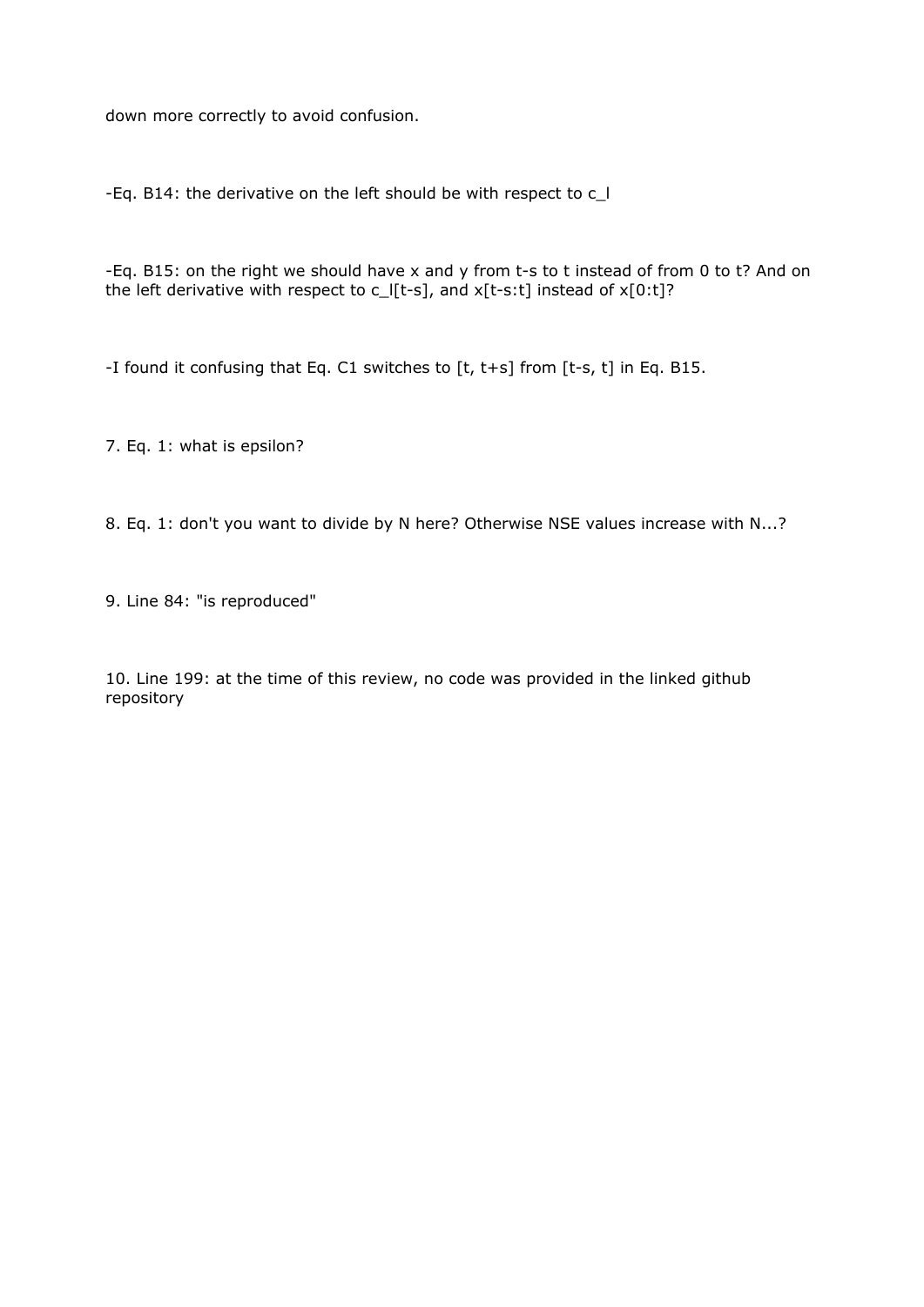down more correctly to avoid confusion.

-Eq. B14: the derivative on the left should be with respect to $c_l$

-Eq. B15: on the right we should have x and y from t-s to t instead of from 0 to t? And on the left derivative with respect to $c_l[t-s]$, and x[t-s:t] instead of x[0:t]?

-I found it confusing that Eq. C1 switches to [t, t+s] from [t-s, t] in Eq. B15.

7. Eq. 1: what is epsilon?

8. Eq. 1: don't you want to divide by N here? Otherwise NSE values increase with N...?

9. Line 84: "is reproduced"

10. Line 199: at the time of this review, no code was provided in the linked github repository